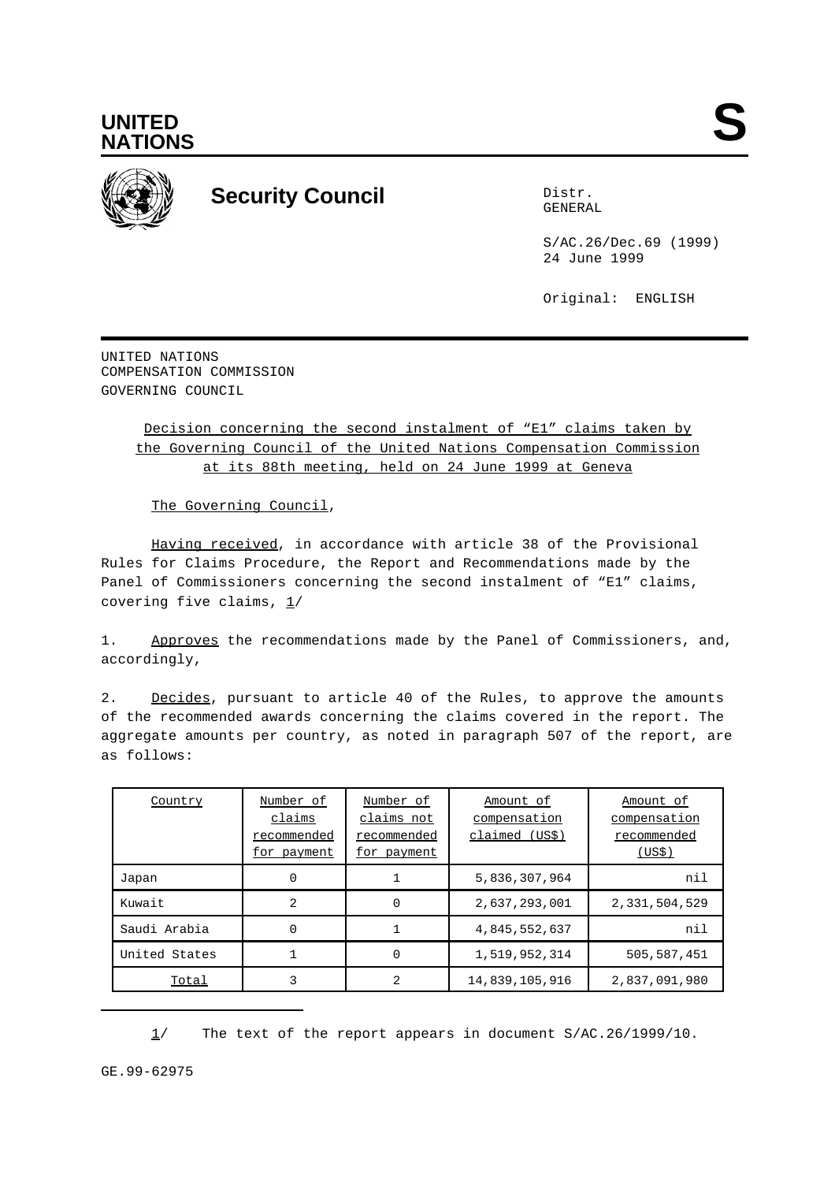**UNITED NATIONS**

**S**

# Security Council

Distr.
GENERAL

S/AC.26/Dec.69 (1999)
24 June 1999

Original: ENGLISH

UNITED NATIONS
COMPENSATION COMMISSION
GOVERNING COUNCIL

Decision concerning the second instalment of "E1" claims taken by the Governing Council of the United Nations Compensation Commission at its 88th meeting, held on 24 June 1999 at Geneva

The Governing Council,

Having received, in accordance with article 38 of the Provisional Rules for Claims Procedure, the Report and Recommendations made by the Panel of Commissioners concerning the second instalment of "E1" claims, covering five claims, 1/

1. Approves the recommendations made by the Panel of Commissioners, and, accordingly,

2. Decides, pursuant to article 40 of the Rules, to approve the amounts of the recommended awards concerning the claims covered in the report. The aggregate amounts per country, as noted in paragraph 507 of the report, are as follows:

| Country | Number of claims recommended for payment | Number of claims not recommended for payment | Amount of compensation claimed (US$) | Amount of compensation recommended (US$) |
|---|---|---|---|---|
| Japan | 0 | 1 | 5,836,307,964 | nil |
| Kuwait | 2 | 0 | 2,637,293,001 | 2,331,504,529 |
| Saudi Arabia | 0 | 1 | 4,845,552,637 | nil |
| United States | 1 | 0 | 1,519,952,314 | 505,587,451 |
| Total | 3 | 2 | 14,839,105,916 | 2,837,091,980 |

1/ The text of the report appears in document S/AC.26/1999/10.

GE.99-62975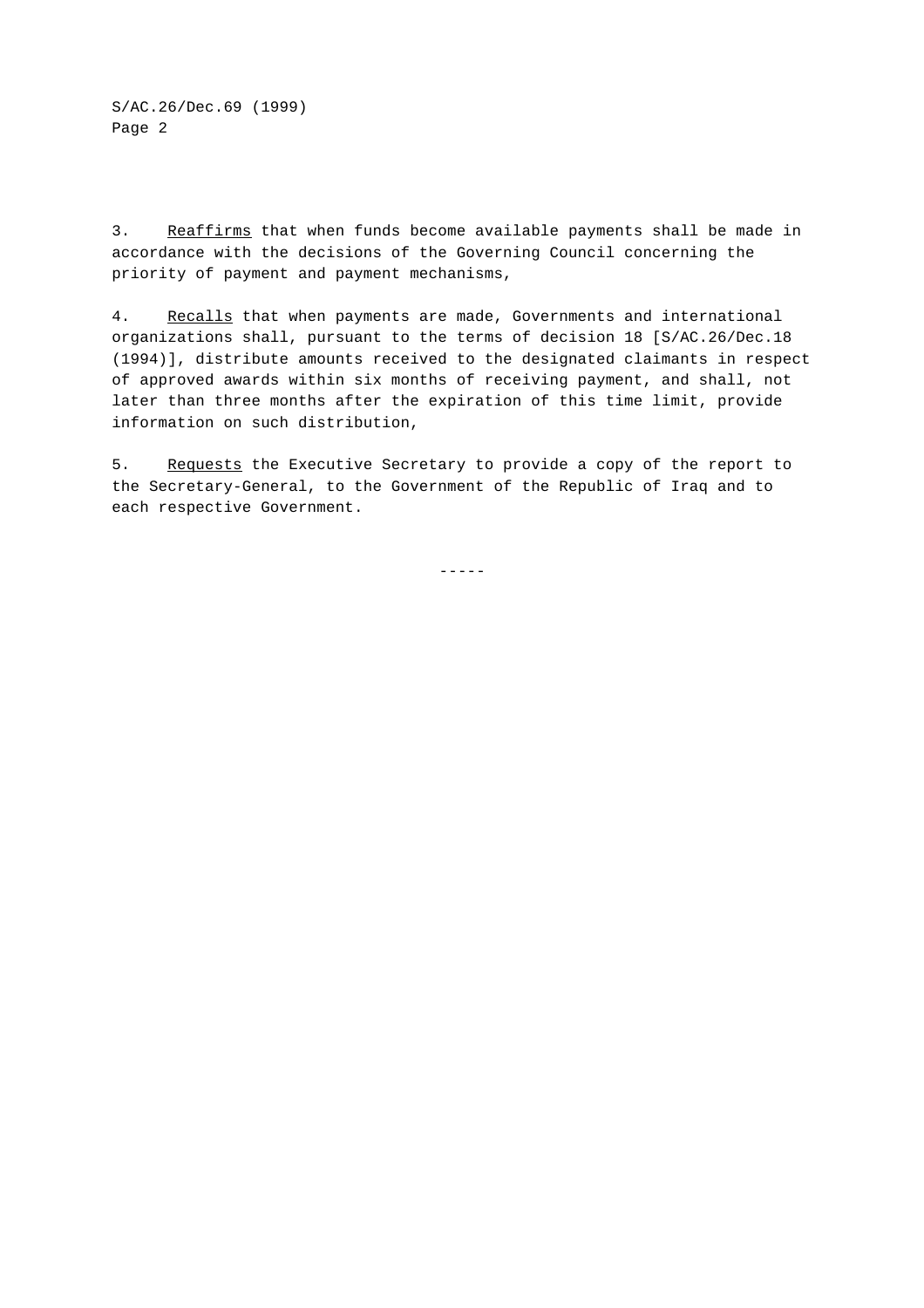3. _Reaffirms_ that when funds become available payments shall be made in accordance with the decisions of the Governing Council concerning the priority of payment and payment mechanisms,

4. _Recalls_ that when payments are made, Governments and international organizations shall, pursuant to the terms of decision 18 [S/AC.26/Dec.18 (1994)], distribute amounts received to the designated claimants in respect of approved awards within six months of receiving payment, and shall, not later than three months after the expiration of this time limit, provide information on such distribution,

5. _Requests_ the Executive Secretary to provide a copy of the report to the Secretary-General, to the Government of the Republic of Iraq and to each respective Government.

-----